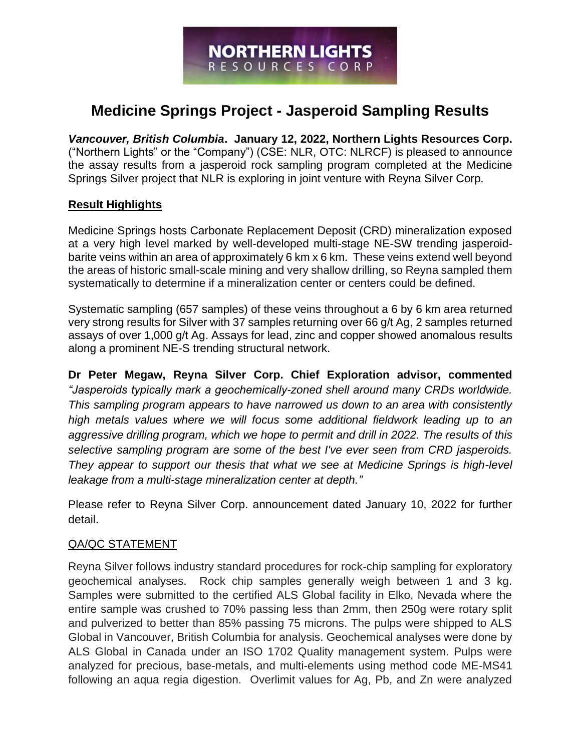NORTHERN LIGHTS
RESOURCES CORP

# Medicine Springs Project - Jasperoid Sampling Results

***Vancouver, British Columbia*. January 12, 2022, Northern Lights Resources Corp.** ("Northern Lights" or the "Company") (CSE: NLR, OTC: NLRCF) is pleased to announce the assay results from a jasperoid rock sampling program completed at the Medicine Springs Silver project that NLR is exploring in joint venture with Reyna Silver Corp.

## Result Highlights

Medicine Springs hosts Carbonate Replacement Deposit (CRD) mineralization exposed at a very high level marked by well-developed multi-stage NE-SW trending jasperoid-barite veins within an area of approximately 6 km x 6 km. These veins extend well beyond the areas of historic small-scale mining and very shallow drilling, so Reyna sampled them systematically to determine if a mineralization center or centers could be defined.

Systematic sampling (657 samples) of these veins throughout a 6 by 6 km area returned very strong results for Silver with 37 samples returning over 66 g/t Ag, 2 samples returned assays of over 1,000 g/t Ag. Assays for lead, zinc and copper showed anomalous results along a prominent NE-S trending structural network.

**Dr Peter Megaw, Reyna Silver Corp. Chief Exploration advisor, commented** *"Jasperoids typically mark a geochemically-zoned shell around many CRDs worldwide. This sampling program appears to have narrowed us down to an area with consistently high metals values where we will focus some additional fieldwork leading up to an aggressive drilling program, which we hope to permit and drill in 2022. The results of this selective sampling program are some of the best I've ever seen from CRD jasperoids. They appear to support our thesis that what we see at Medicine Springs is high-level leakage from a multi-stage mineralization center at depth."*

Please refer to Reyna Silver Corp. announcement dated January 10, 2022 for further detail.

## QA/QC STATEMENT

Reyna Silver follows industry standard procedures for rock-chip sampling for exploratory geochemical analyses. Rock chip samples generally weigh between 1 and 3 kg. Samples were submitted to the certified ALS Global facility in Elko, Nevada where the entire sample was crushed to 70% passing less than 2mm, then 250g were rotary split and pulverized to better than 85% passing 75 microns. The pulps were shipped to ALS Global in Vancouver, British Columbia for analysis. Geochemical analyses were done by ALS Global in Canada under an ISO 1702 Quality management system. Pulps were analyzed for precious, base-metals, and multi-elements using method code ME-MS41 following an aqua regia digestion. Overlimit values for Ag, Pb, and Zn were analyzed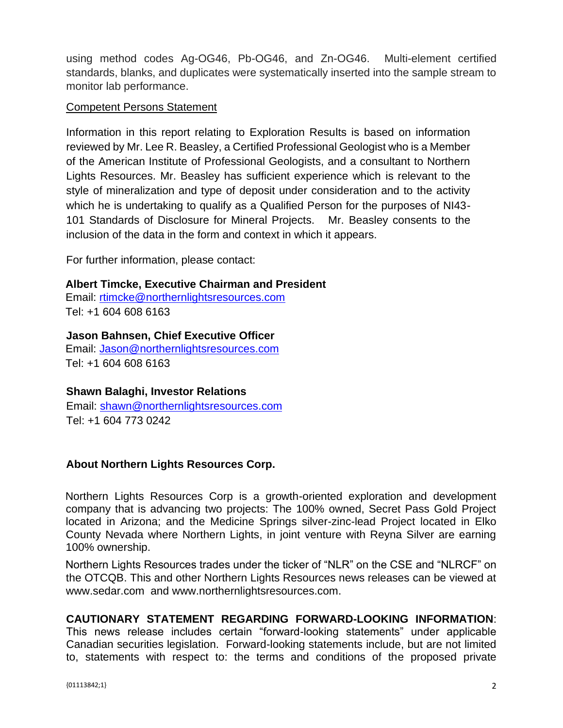using method codes Ag-OG46, Pb-OG46, and Zn-OG46. Multi-element certified standards, blanks, and duplicates were systematically inserted into the sample stream to monitor lab performance.

Competent Persons Statement

Information in this report relating to Exploration Results is based on information reviewed by Mr. Lee R. Beasley, a Certified Professional Geologist who is a Member of the American Institute of Professional Geologists, and a consultant to Northern Lights Resources. Mr. Beasley has sufficient experience which is relevant to the style of mineralization and type of deposit under consideration and to the activity which he is undertaking to qualify as a Qualified Person for the purposes of NI43-101 Standards of Disclosure for Mineral Projects. Mr. Beasley consents to the inclusion of the data in the form and context in which it appears.

For further information, please contact:

**Albert Timcke, Executive Chairman and President**
Email: rtimcke@northernlightsresources.com
Tel: +1 604 608 6163

**Jason Bahnsen, Chief Executive Officer**
Email: Jason@northernlightsresources.com
Tel: +1 604 608 6163

**Shawn Balaghi, Investor Relations**
Email: shawn@northernlightsresources.com
Tel: +1 604 773 0242

## About Northern Lights Resources Corp.

Northern Lights Resources Corp is a growth-oriented exploration and development company that is advancing two projects: The 100% owned, Secret Pass Gold Project located in Arizona; and the Medicine Springs silver-zinc-lead Project located in Elko County Nevada where Northern Lights, in joint venture with Reyna Silver are earning 100% ownership.

Northern Lights Resources trades under the ticker of "NLR" on the CSE and "NLRCF" on the OTCQB. This and other Northern Lights Resources news releases can be viewed at www.sedar.com and www.northernlightsresources.com.

**CAUTIONARY STATEMENT REGARDING FORWARD-LOOKING INFORMATION**: This news release includes certain "forward-looking statements" under applicable Canadian securities legislation. Forward-looking statements include, but are not limited to, statements with respect to: the terms and conditions of the proposed private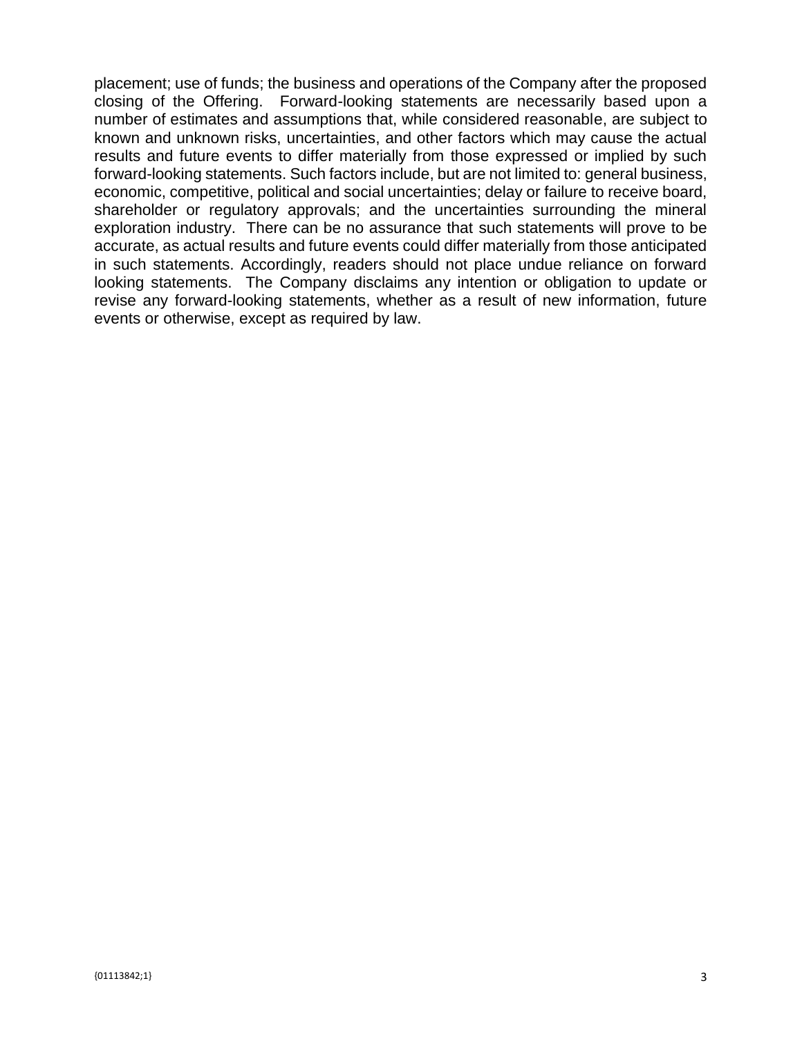placement; use of funds; the business and operations of the Company after the proposed closing of the Offering. Forward-looking statements are necessarily based upon a number of estimates and assumptions that, while considered reasonable, are subject to known and unknown risks, uncertainties, and other factors which may cause the actual results and future events to differ materially from those expressed or implied by such forward-looking statements. Such factors include, but are not limited to: general business, economic, competitive, political and social uncertainties; delay or failure to receive board, shareholder or regulatory approvals; and the uncertainties surrounding the mineral exploration industry. There can be no assurance that such statements will prove to be accurate, as actual results and future events could differ materially from those anticipated in such statements. Accordingly, readers should not place undue reliance on forward looking statements. The Company disclaims any intention or obligation to update or revise any forward-looking statements, whether as a result of new information, future events or otherwise, except as required by law.